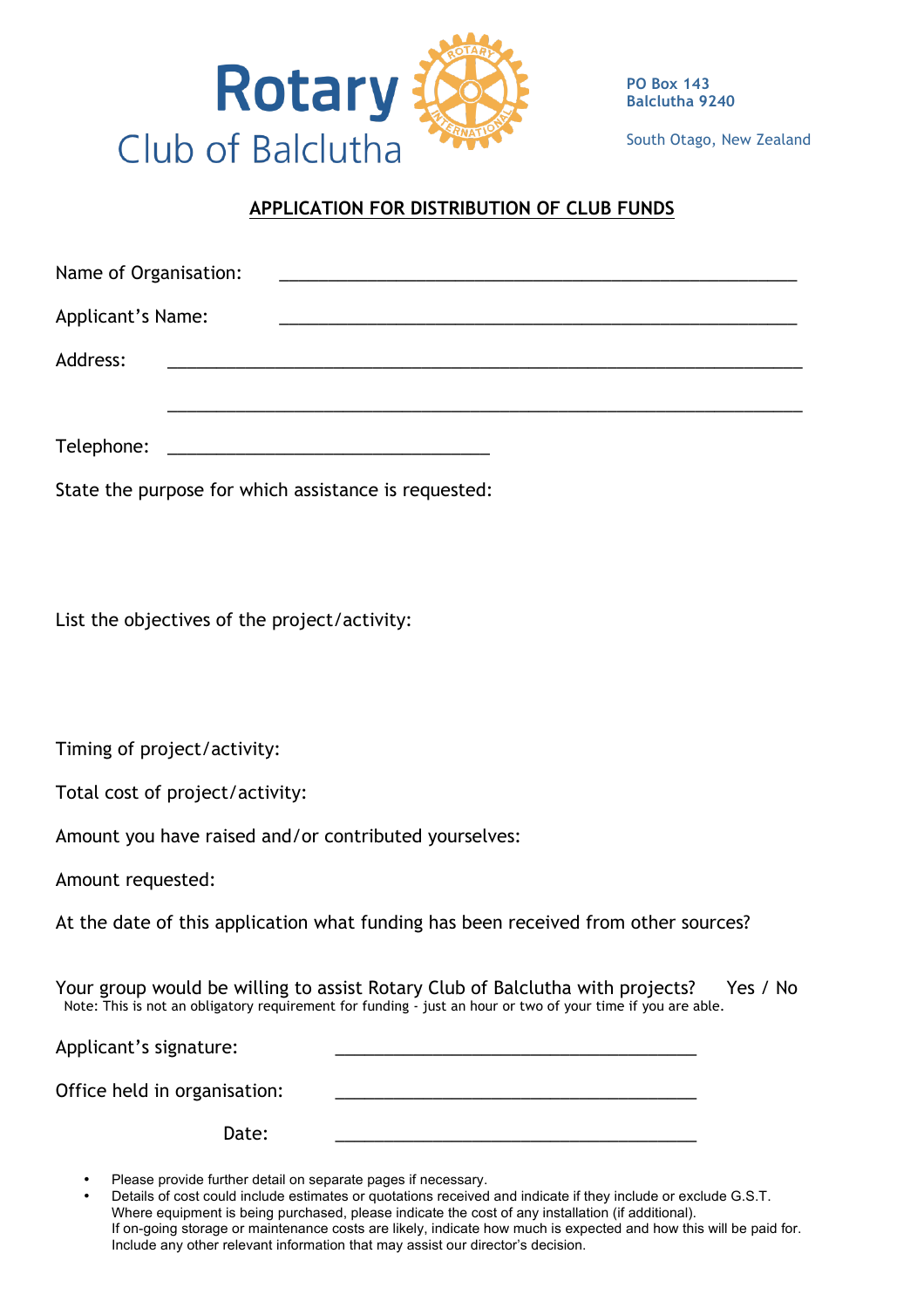Rotary Club of Balcutha

PO Box 143
Balclutha 9240

South Otago, New Zealand

## APPLICATION FOR DISTRIBUTION OF CLUB FUNDS

Name of Organisation: ______________________________________________________

Applicant's Name: ______________________________________________________

Address: ____________________________________________________________________

____________________________________________________________________

Telephone: ________________________________

State the purpose for which assistance is requested:

List the objectives of the project/activity:

Timing of project/activity:

Total cost of project/activity:

Amount you have raised and/or contributed yourselves:

Amount requested:

At the date of this application what funding has been received from other sources?

Your group would be willing to assist Rotary Club of Balclutha with projects? Yes / No

Note: This is not an obligatory requirement for funding - just an hour or two of your time if you are able.

Applicant's signature: ____________________________________

Office held in organisation: ____________________________________

Date: ____________________________________

- Please provide further detail on separate pages if necessary.
- Details of cost could include estimates or quotations received and indicate if they include or exclude G.S.T. Where equipment is being purchased, please indicate the cost of any installation (if additional). If on-going storage or maintenance costs are likely, indicate how much is expected and how this will be paid for. Include any other relevant information that may assist our director's decision.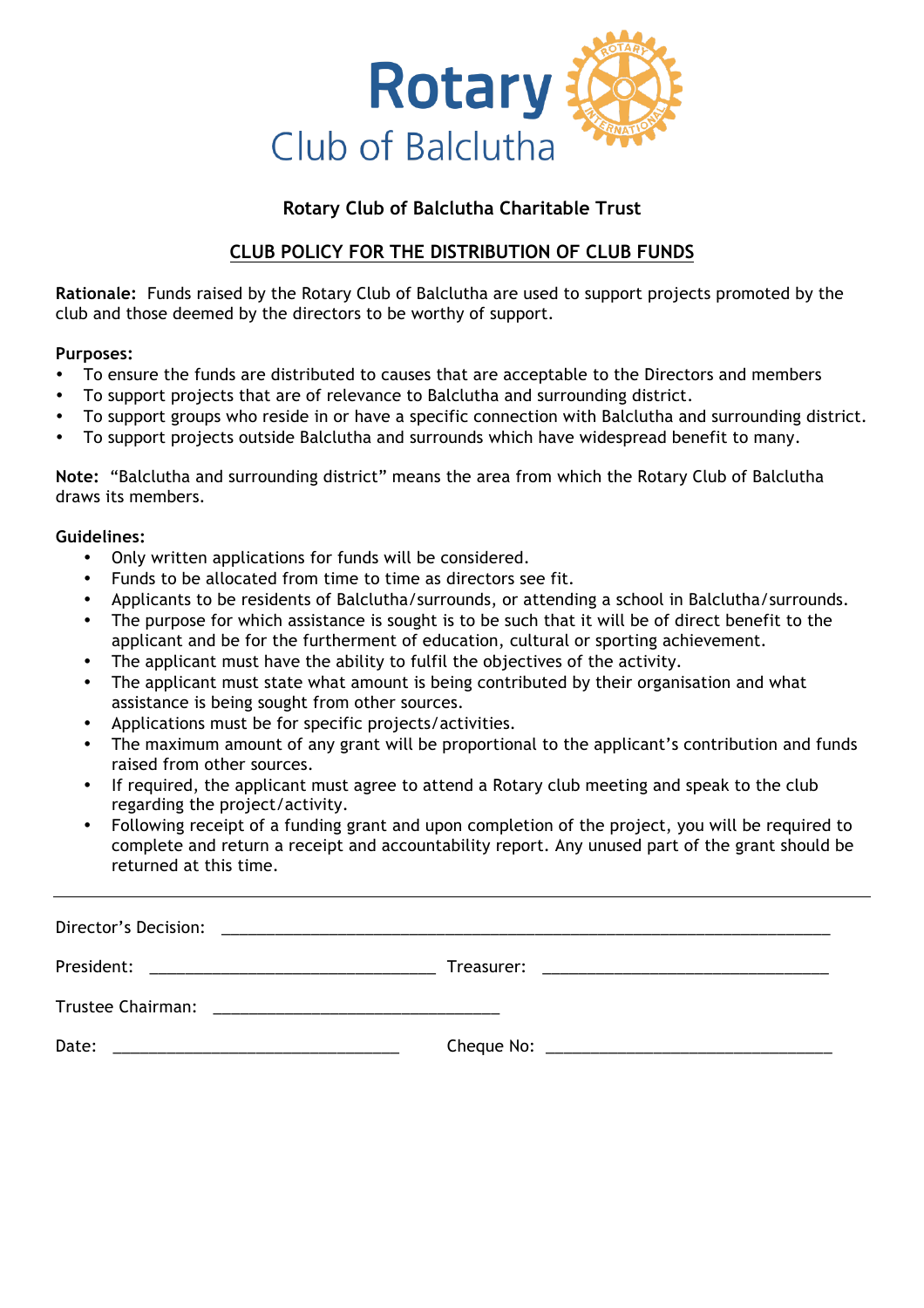Rotary
Club of Balcutha

**Rotary Club of Balclutha Charitable Trust**

## CLUB POLICY FOR THE DISTRIBUTION OF CLUB FUNDS

**Rationale:** Funds raised by the Rotary Club of Balclutha are used to support projects promoted by the club and those deemed by the directors to be worthy of support.

**Purposes:**

- To ensure the funds are distributed to causes that are acceptable to the Directors and members
- To support projects that are of relevance to Balclutha and surrounding district.
- To support groups who reside in or have a specific connection with Balclutha and surrounding district.
- To support projects outside Balclutha and surrounds which have widespread benefit to many.

**Note:** "Balclutha and surrounding district" means the area from which the Rotary Club of Balclutha draws its members.

**Guidelines:**

- Only written applications for funds will be considered.
- Funds to be allocated from time to time as directors see fit.
- Applicants to be residents of Balclutha/surrounds, or attending a school in Balclutha/surrounds.
- The purpose for which assistance is sought is to be such that it will be of direct benefit to the applicant and be for the furtherment of education, cultural or sporting achievement.
- The applicant must have the ability to fulfil the objectives of the activity.
- The applicant must state what amount is being contributed by their organisation and what assistance is being sought from other sources.
- Applications must be for specific projects/activities.
- The maximum amount of any grant will be proportional to the applicant's contribution and funds raised from other sources.
- If required, the applicant must agree to attend a Rotary club meeting and speak to the club regarding the project/activity.
- Following receipt of a funding grant and upon completion of the project, you will be required to complete and return a receipt and accountability report. Any unused part of the grant should be returned at this time.

---

Director's Decision: ________________________________________________________________

President: ______________________________ Treasurer: ______________________________

Trustee Chairman: ______________________________

Date: ______________________________ Cheque No: ______________________________